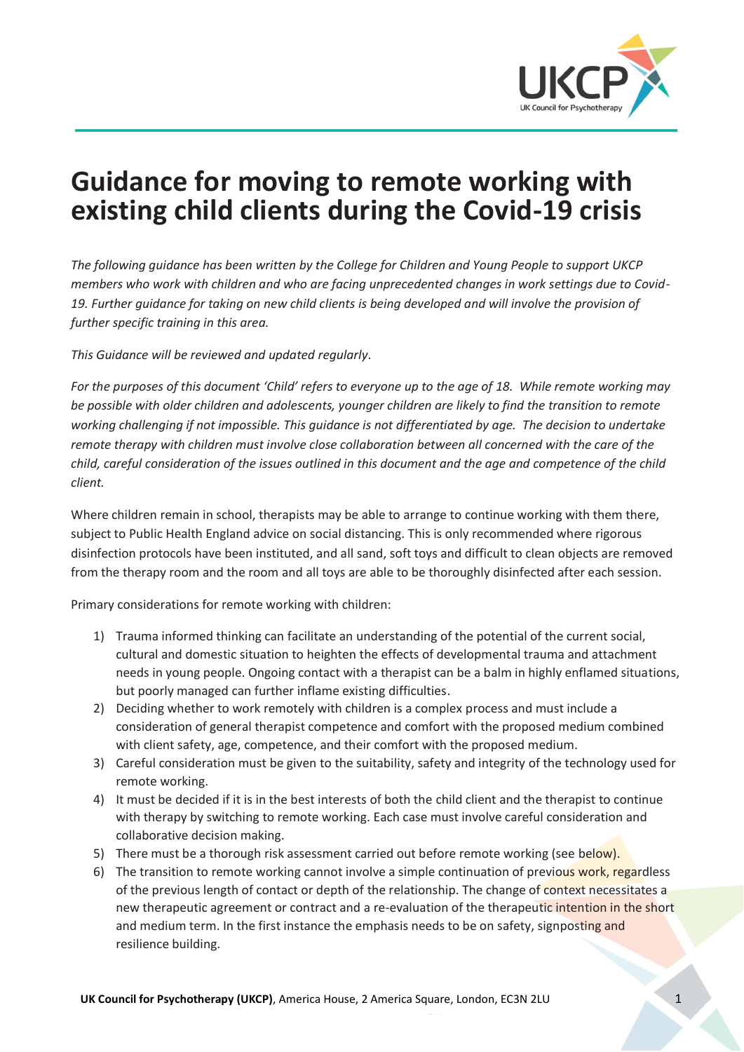# Guidance for moving to remote working with existing child clients during the Covid-19 crisis

*The following guidance has been written by the College for Children and Young People to support UKCP members who work with children and who are facing unprecedented changes in work settings due to Covid-19. Further guidance for taking on new child clients is being developed and will involve the provision of further specific training in this area.*

*This Guidance will be reviewed and updated regularly.*

*For the purposes of this document 'Child' refers to everyone up to the age of 18. While remote working may be possible with older children and adolescents, younger children are likely to find the transition to remote working challenging if not impossible. This guidance is not differentiated by age. The decision to undertake remote therapy with children must involve close collaboration between all concerned with the care of the child, careful consideration of the issues outlined in this document and the age and competence of the child client.*

Where children remain in school, therapists may be able to arrange to continue working with them there, subject to Public Health England advice on social distancing. This is only recommended where rigorous disinfection protocols have been instituted, and all sand, soft toys and difficult to clean objects are removed from the therapy room and the room and all toys are able to be thoroughly disinfected after each session.

Primary considerations for remote working with children:

1) Trauma informed thinking can facilitate an understanding of the potential of the current social, cultural and domestic situation to heighten the effects of developmental trauma and attachment needs in young people. Ongoing contact with a therapist can be a balm in highly enflamed situations, but poorly managed can further inflame existing difficulties.
2) Deciding whether to work remotely with children is a complex process and must include a consideration of general therapist competence and comfort with the proposed medium combined with client safety, age, competence, and their comfort with the proposed medium.
3) Careful consideration must be given to the suitability, safety and integrity of the technology used for remote working.
4) It must be decided if it is in the best interests of both the child client and the therapist to continue with therapy by switching to remote working. Each case must involve careful consideration and collaborative decision making.
5) There must be a thorough risk assessment carried out before remote working (see below).
6) The transition to remote working cannot involve a simple continuation of previous work, regardless of the previous length of contact or depth of the relationship. The change of context necessitates a new therapeutic agreement or contract and a re-evaluation of the therapeutic intention in the short and medium term. In the first instance the emphasis needs to be on safety, signposting and resilience building.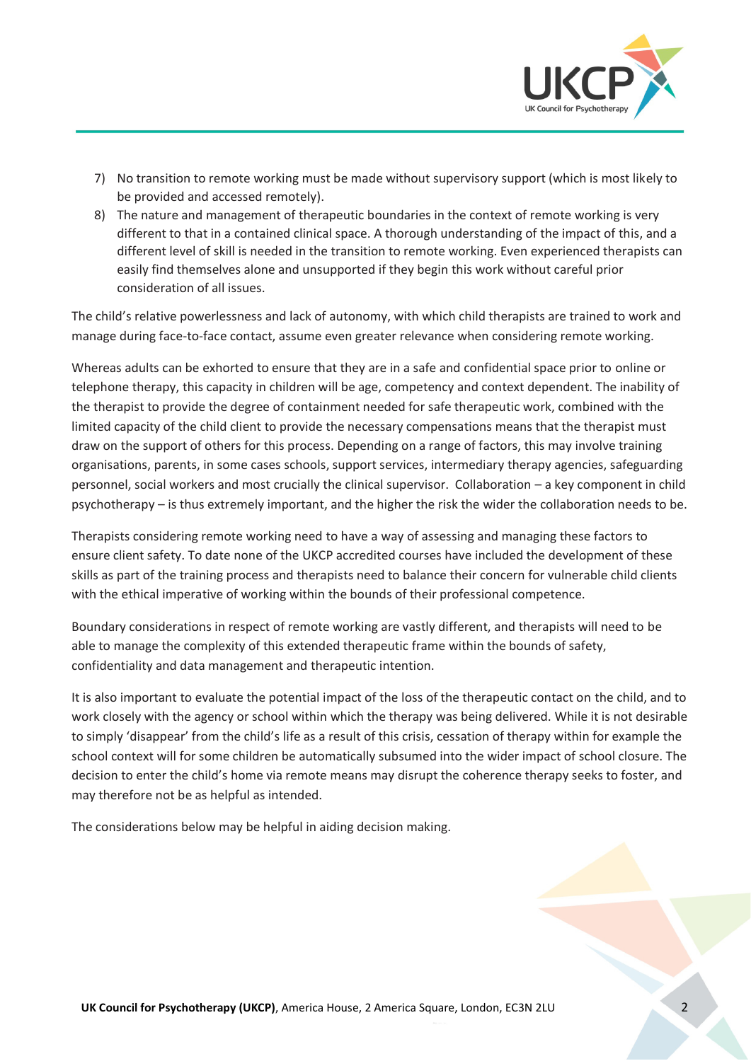7) No transition to remote working must be made without supervisory support (which is most likely to be provided and accessed remotely).
8) The nature and management of therapeutic boundaries in the context of remote working is very different to that in a contained clinical space. A thorough understanding of the impact of this, and a different level of skill is needed in the transition to remote working. Even experienced therapists can easily find themselves alone and unsupported if they begin this work without careful prior consideration of all issues.

The child's relative powerlessness and lack of autonomy, with which child therapists are trained to work and manage during face-to-face contact, assume even greater relevance when considering remote working.

Whereas adults can be exhorted to ensure that they are in a safe and confidential space prior to online or telephone therapy, this capacity in children will be age, competency and context dependent. The inability of the therapist to provide the degree of containment needed for safe therapeutic work, combined with the limited capacity of the child client to provide the necessary compensations means that the therapist must draw on the support of others for this process. Depending on a range of factors, this may involve training organisations, parents, in some cases schools, support services, intermediary therapy agencies, safeguarding personnel, social workers and most crucially the clinical supervisor. Collaboration – a key component in child psychotherapy – is thus extremely important, and the higher the risk the wider the collaboration needs to be.

Therapists considering remote working need to have a way of assessing and managing these factors to ensure client safety. To date none of the UKCP accredited courses have included the development of these skills as part of the training process and therapists need to balance their concern for vulnerable child clients with the ethical imperative of working within the bounds of their professional competence.

Boundary considerations in respect of remote working are vastly different, and therapists will need to be able to manage the complexity of this extended therapeutic frame within the bounds of safety, confidentiality and data management and therapeutic intention.

It is also important to evaluate the potential impact of the loss of the therapeutic contact on the child, and to work closely with the agency or school within which the therapy was being delivered. While it is not desirable to simply 'disappear' from the child's life as a result of this crisis, cessation of therapy within for example the school context will for some children be automatically subsumed into the wider impact of school closure. The decision to enter the child's home via remote means may disrupt the coherence therapy seeks to foster, and may therefore not be as helpful as intended.

The considerations below may be helpful in aiding decision making.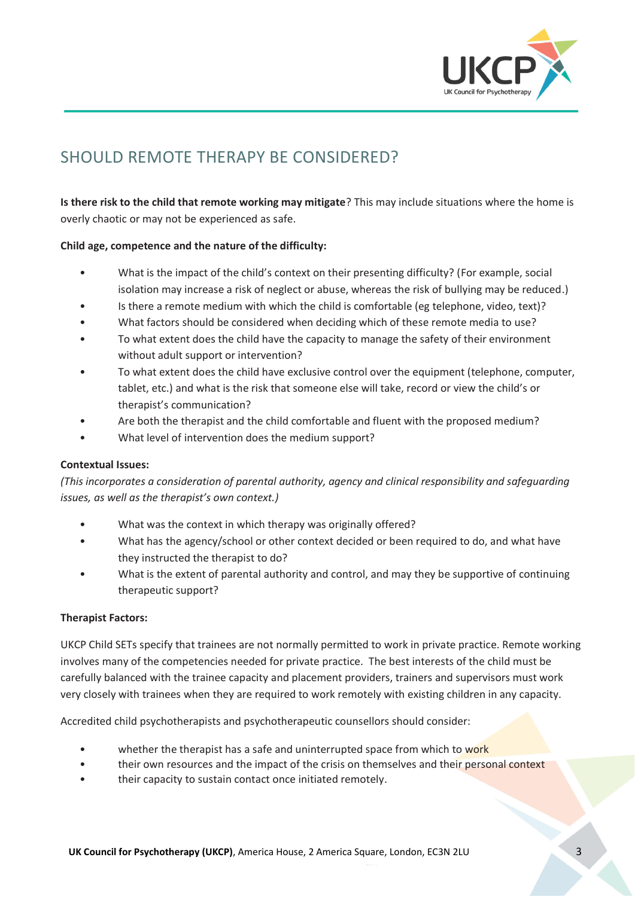## SHOULD REMOTE THERAPY BE CONSIDERED?

**Is there risk to the child that remote working may mitigate**? This may include situations where the home is overly chaotic or may not be experienced as safe.

**Child age, competence and the nature of the difficulty:**

- What is the impact of the child's context on their presenting difficulty? (For example, social isolation may increase a risk of neglect or abuse, whereas the risk of bullying may be reduced.)
- Is there a remote medium with which the child is comfortable (eg telephone, video, text)?
- What factors should be considered when deciding which of these remote media to use?
- To what extent does the child have the capacity to manage the safety of their environment without adult support or intervention?
- To what extent does the child have exclusive control over the equipment (telephone, computer, tablet, etc.) and what is the risk that someone else will take, record or view the child's or therapist's communication?
- Are both the therapist and the child comfortable and fluent with the proposed medium?
- What level of intervention does the medium support?

**Contextual Issues:**

*(This incorporates a consideration of parental authority, agency and clinical responsibility and safeguarding issues, as well as the therapist's own context.)*

- What was the context in which therapy was originally offered?
- What has the agency/school or other context decided or been required to do, and what have they instructed the therapist to do?
- What is the extent of parental authority and control, and may they be supportive of continuing therapeutic support?

**Therapist Factors:**

UKCP Child SETs specify that trainees are not normally permitted to work in private practice. Remote working involves many of the competencies needed for private practice. The best interests of the child must be carefully balanced with the trainee capacity and placement providers, trainers and supervisors must work very closely with trainees when they are required to work remotely with existing children in any capacity.

Accredited child psychotherapists and psychotherapeutic counsellors should consider:

- whether the therapist has a safe and uninterrupted space from which to work
- their own resources and the impact of the crisis on themselves and their personal context
- their capacity to sustain contact once initiated remotely.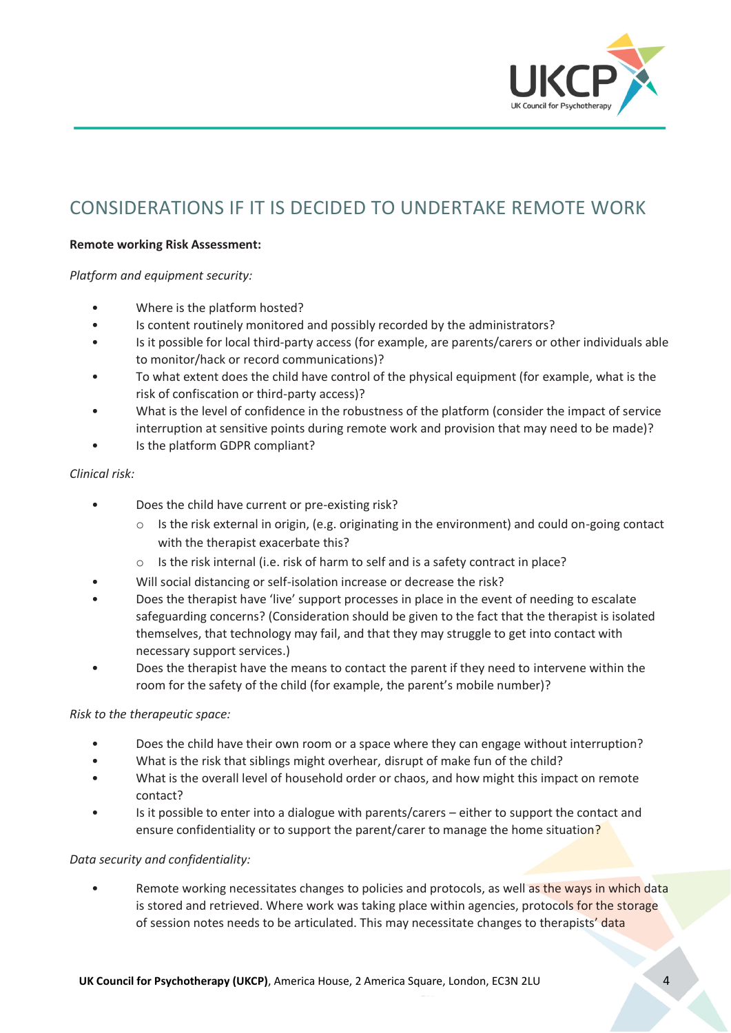## CONSIDERATIONS IF IT IS DECIDED TO UNDERTAKE REMOTE WORK

**Remote working Risk Assessment:**

*Platform and equipment security:*

- Where is the platform hosted?
- Is content routinely monitored and possibly recorded by the administrators?
- Is it possible for local third-party access (for example, are parents/carers or other individuals able to monitor/hack or record communications)?
- To what extent does the child have control of the physical equipment (for example, what is the risk of confiscation or third-party access)?
- What is the level of confidence in the robustness of the platform (consider the impact of service interruption at sensitive points during remote work and provision that may need to be made)?
- Is the platform GDPR compliant?

*Clinical risk:*

- Does the child have current or pre-existing risk?
  - Is the risk external in origin, (e.g. originating in the environment) and could on-going contact with the therapist exacerbate this?
  - Is the risk internal (i.e. risk of harm to self and is a safety contract in place?
- Will social distancing or self-isolation increase or decrease the risk?
- Does the therapist have 'live' support processes in place in the event of needing to escalate safeguarding concerns? (Consideration should be given to the fact that the therapist is isolated themselves, that technology may fail, and that they may struggle to get into contact with necessary support services.)
- Does the therapist have the means to contact the parent if they need to intervene within the room for the safety of the child (for example, the parent's mobile number)?

*Risk to the therapeutic space:*

- Does the child have their own room or a space where they can engage without interruption?
- What is the risk that siblings might overhear, disrupt of make fun of the child?
- What is the overall level of household order or chaos, and how might this impact on remote contact?
- Is it possible to enter into a dialogue with parents/carers – either to support the contact and ensure confidentiality or to support the parent/carer to manage the home situation?

*Data security and confidentiality:*

- Remote working necessitates changes to policies and protocols, as well as the ways in which data is stored and retrieved. Where work was taking place within agencies, protocols for the storage of session notes needs to be articulated. This may necessitate changes to therapists' data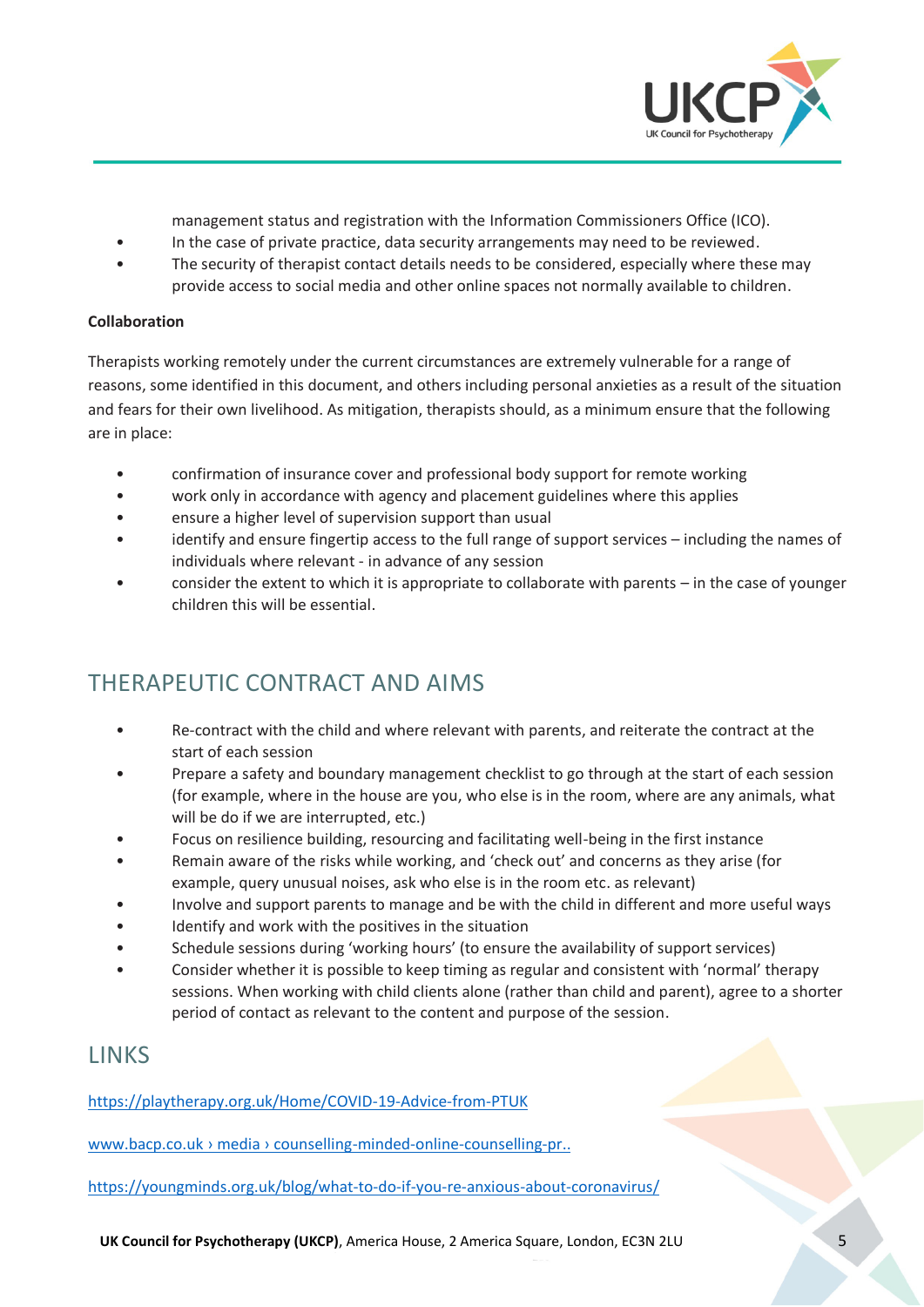management status and registration with the Information Commissioners Office (ICO).

- In the case of private practice, data security arrangements may need to be reviewed.
- The security of therapist contact details needs to be considered, especially where these may provide access to social media and other online spaces not normally available to children.

**Collaboration**

Therapists working remotely under the current circumstances are extremely vulnerable for a range of reasons, some identified in this document, and others including personal anxieties as a result of the situation and fears for their own livelihood. As mitigation, therapists should, as a minimum ensure that the following are in place:

- confirmation of insurance cover and professional body support for remote working
- work only in accordance with agency and placement guidelines where this applies
- ensure a higher level of supervision support than usual
- identify and ensure fingertip access to the full range of support services – including the names of individuals where relevant - in advance of any session
- consider the extent to which it is appropriate to collaborate with parents – in the case of younger children this will be essential.

## THERAPEUTIC CONTRACT AND AIMS

- Re-contract with the child and where relevant with parents, and reiterate the contract at the start of each session
- Prepare a safety and boundary management checklist to go through at the start of each session (for example, where in the house are you, who else is in the room, where are any animals, what will be do if we are interrupted, etc.)
- Focus on resilience building, resourcing and facilitating well-being in the first instance
- Remain aware of the risks while working, and 'check out' and concerns as they arise (for example, query unusual noises, ask who else is in the room etc. as relevant)
- Involve and support parents to manage and be with the child in different and more useful ways
- Identify and work with the positives in the situation
- Schedule sessions during 'working hours' (to ensure the availability of support services)
- Consider whether it is possible to keep timing as regular and consistent with 'normal' therapy sessions. When working with child clients alone (rather than child and parent), agree to a shorter period of contact as relevant to the content and purpose of the session.

## LINKS

https://playtherapy.org.uk/Home/COVID-19-Advice-from-PTUK

www.bacp.co.uk › media › counselling-minded-online-counselling-pr..

https://youngminds.org.uk/blog/what-to-do-if-you-re-anxious-about-coronavirus/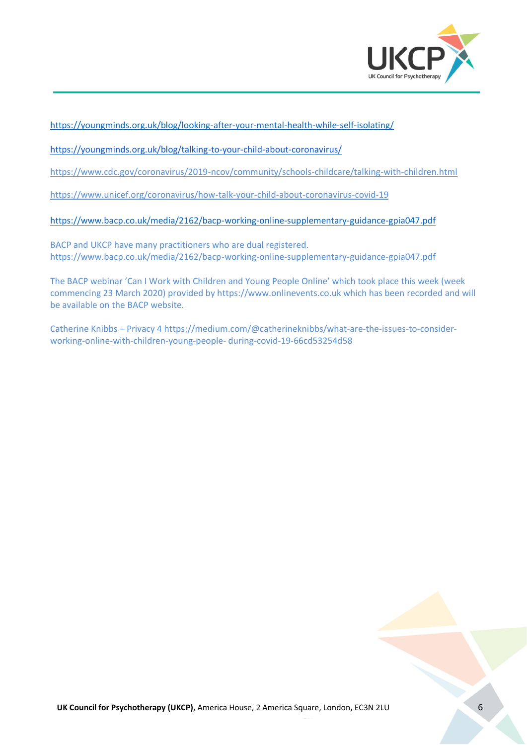https://youngminds.org.uk/blog/looking-after-your-mental-health-while-self-isolating/

https://youngminds.org.uk/blog/talking-to-your-child-about-coronavirus/

https://www.cdc.gov/coronavirus/2019-ncov/community/schools-childcare/talking-with-children.html

https://www.unicef.org/coronavirus/how-talk-your-child-about-coronavirus-covid-19

https://www.bacp.co.uk/media/2162/bacp-working-online-supplementary-guidance-gpia047.pdf

BACP and UKCP have many practitioners who are dual registered.
https://www.bacp.co.uk/media/2162/bacp-working-online-supplementary-guidance-gpia047.pdf

The BACP webinar 'Can I Work with Children and Young People Online' which took place this week (week commencing 23 March 2020) provided by https://www.onlinevents.co.uk which has been recorded and will be available on the BACP website.

Catherine Knibbs – Privacy 4 https://medium.com/@catherineknibbs/what-are-the-issues-to-consider-working-online-with-children-young-people- during-covid-19-66cd53254d58